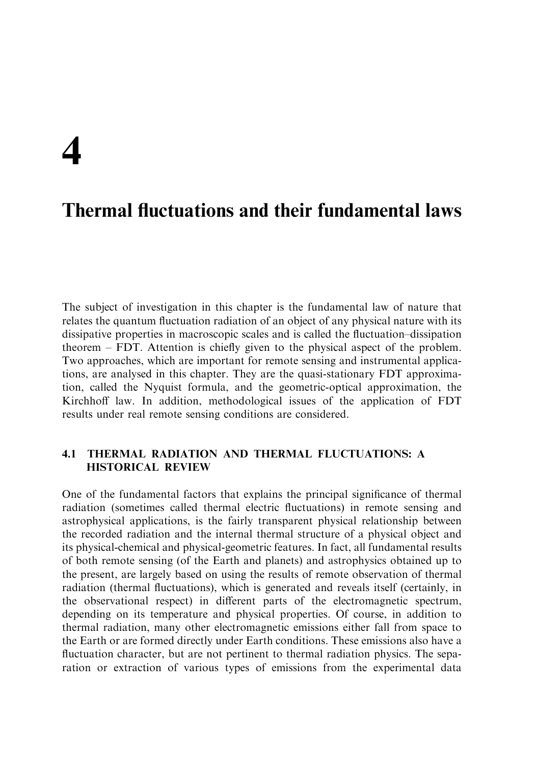# 4

# Thermal fluctuations and their fundamental laws

The subject of investigation in this chapter is the fundamental law of nature that relates the quantum fluctuation radiation of an object of any physical nature with its dissipative properties in macroscopic scales and is called the fluctuation–dissipation theorem – FDT. Attention is chiefly given to the physical aspect of the problem. Two approaches, which are important for remote sensing and instrumental applications, are analysed in this chapter. They are the quasi-stationary FDT approximation, called the Nyquist formula, and the geometric-optical approximation, the Kirchhoff law. In addition, methodological issues of the application of FDT results under real remote sensing conditions are considered.

## 4.1 THERMAL RADIATION AND THERMAL FLUCTUATIONS: A HISTORICAL REVIEW

One of the fundamental factors that explains the principal significance of thermal radiation (sometimes called thermal electric fluctuations) in remote sensing and astrophysical applications, is the fairly transparent physical relationship between the recorded radiation and the internal thermal structure of a physical object and its physical-chemical and physical-geometric features. In fact, all fundamental results of both remote sensing (of the Earth and planets) and astrophysics obtained up to the present, are largely based on using the results of remote observation of thermal radiation (thermal fluctuations), which is generated and reveals itself (certainly, in the observational respect) in different parts of the electromagnetic spectrum, depending on its temperature and physical properties. Of course, in addition to thermal radiation, many other electromagnetic emissions either fall from space to the Earth or are formed directly under Earth conditions. These emissions also have a fluctuation character, but are not pertinent to thermal radiation physics. The separation or extraction of various types of emissions from the experimental data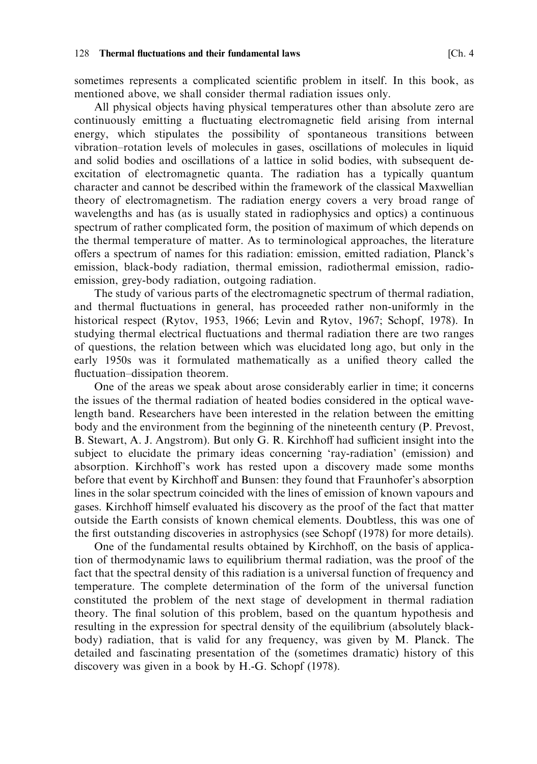sometimes represents a complicated scientific problem in itself. In this book, as mentioned above, we shall consider thermal radiation issues only.

All physical objects having physical temperatures other than absolute zero are continuously emitting a fluctuating electromagnetic field arising from internal energy, which stipulates the possibility of spontaneous transitions between vibration–rotation levels of molecules in gases, oscillations of molecules in liquid and solid bodies and oscillations of a lattice in solid bodies, with subsequent de-excitation of electromagnetic quanta. The radiation has a typically quantum character and cannot be described within the framework of the classical Maxwellian theory of electromagnetism. The radiation energy covers a very broad range of wavelengths and has (as is usually stated in radiophysics and optics) a continuous spectrum of rather complicated form, the position of maximum of which depends on the thermal temperature of matter. As to terminological approaches, the literature offers a spectrum of names for this radiation: emission, emitted radiation, Planck's emission, black-body radiation, thermal emission, radiothermal emission, radio-emission, grey-body radiation, outgoing radiation.

The study of various parts of the electromagnetic spectrum of thermal radiation, and thermal fluctuations in general, has proceeded rather non-uniformly in the historical respect (Rytov, 1953, 1966; Levin and Rytov, 1967; Schopf, 1978). In studying thermal electrical fluctuations and thermal radiation there are two ranges of questions, the relation between which was elucidated long ago, but only in the early 1950s was it formulated mathematically as a unified theory called the fluctuation–dissipation theorem.

One of the areas we speak about arose considerably earlier in time; it concerns the issues of the thermal radiation of heated bodies considered in the optical wavelength band. Researchers have been interested in the relation between the emitting body and the environment from the beginning of the nineteenth century (P. Prevost, B. Stewart, A. J. Angstrom). But only G. R. Kirchhoff had sufficient insight into the subject to elucidate the primary ideas concerning 'ray-radiation' (emission) and absorption. Kirchhoff's work has rested upon a discovery made some months before that event by Kirchhoff and Bunsen: they found that Fraunhofer's absorption lines in the solar spectrum coincided with the lines of emission of known vapours and gases. Kirchhoff himself evaluated his discovery as the proof of the fact that matter outside the Earth consists of known chemical elements. Doubtless, this was one of the first outstanding discoveries in astrophysics (see Schopf (1978) for more details).

One of the fundamental results obtained by Kirchhoff, on the basis of application of thermodynamic laws to equilibrium thermal radiation, was the proof of the fact that the spectral density of this radiation is a universal function of frequency and temperature. The complete determination of the form of the universal function constituted the problem of the next stage of development in thermal radiation theory. The final solution of this problem, based on the quantum hypothesis and resulting in the expression for spectral density of the equilibrium (absolutely black-body) radiation, that is valid for any frequency, was given by M. Planck. The detailed and fascinating presentation of the (sometimes dramatic) history of this discovery was given in a book by H.-G. Schopf (1978).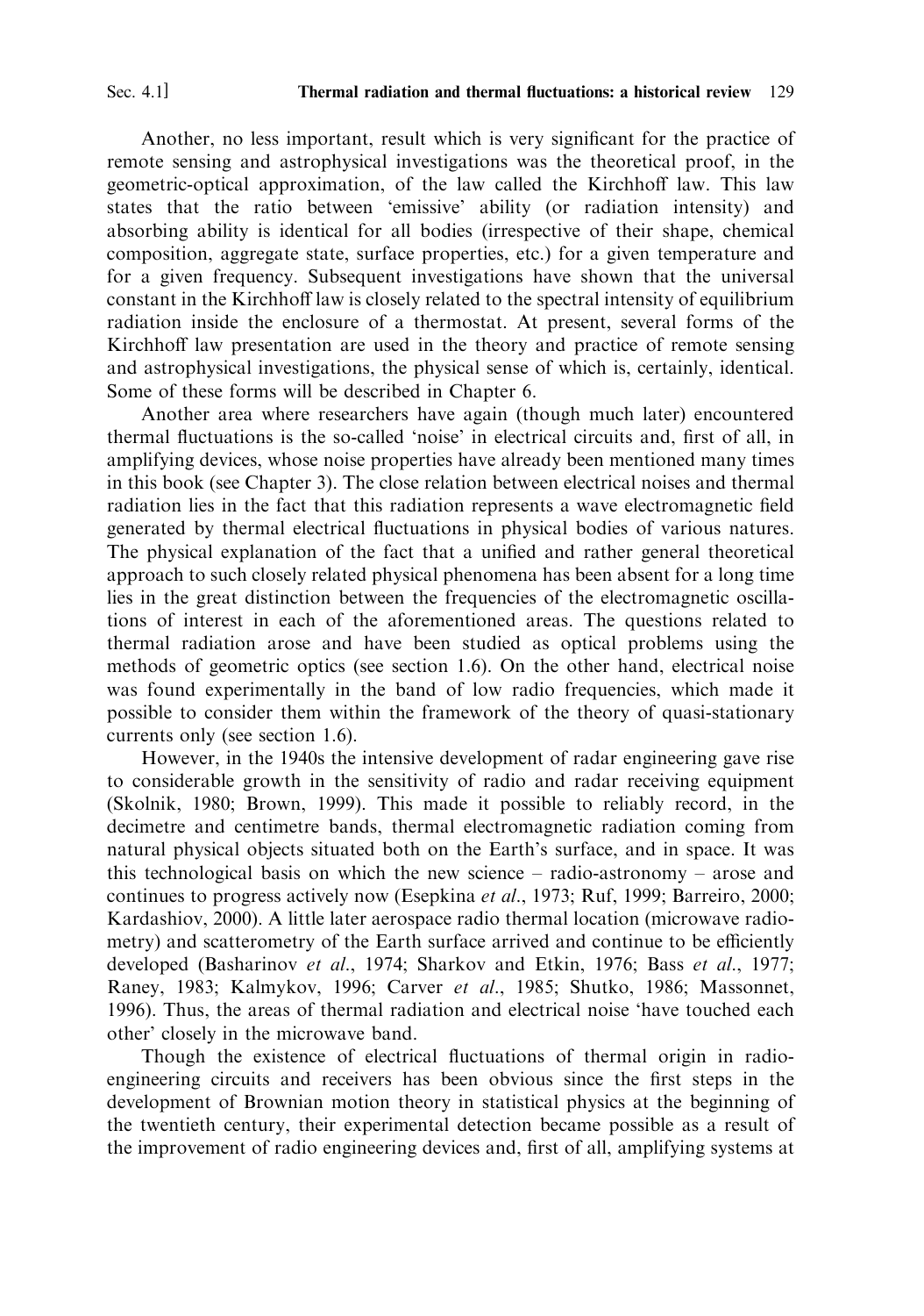Another, no less important, result which is very significant for the practice of remote sensing and astrophysical investigations was the theoretical proof, in the geometric-optical approximation, of the law called the Kirchhoff law. This law states that the ratio between 'emissive' ability (or radiation intensity) and absorbing ability is identical for all bodies (irrespective of their shape, chemical composition, aggregate state, surface properties, etc.) for a given temperature and for a given frequency. Subsequent investigations have shown that the universal constant in the Kirchhoff law is closely related to the spectral intensity of equilibrium radiation inside the enclosure of a thermostat. At present, several forms of the Kirchhoff law presentation are used in the theory and practice of remote sensing and astrophysical investigations, the physical sense of which is, certainly, identical. Some of these forms will be described in Chapter 6.

Another area where researchers have again (though much later) encountered thermal fluctuations is the so-called 'noise' in electrical circuits and, first of all, in amplifying devices, whose noise properties have already been mentioned many times in this book (see Chapter 3). The close relation between electrical noises and thermal radiation lies in the fact that this radiation represents a wave electromagnetic field generated by thermal electrical fluctuations in physical bodies of various natures. The physical explanation of the fact that a unified and rather general theoretical approach to such closely related physical phenomena has been absent for a long time lies in the great distinction between the frequencies of the electromagnetic oscillations of interest in each of the aforementioned areas. The questions related to thermal radiation arose and have been studied as optical problems using the methods of geometric optics (see section 1.6). On the other hand, electrical noise was found experimentally in the band of low radio frequencies, which made it possible to consider them within the framework of the theory of quasi-stationary currents only (see section 1.6).

However, in the 1940s the intensive development of radar engineering gave rise to considerable growth in the sensitivity of radio and radar receiving equipment (Skolnik, 1980; Brown, 1999). This made it possible to reliably record, in the decimetre and centimetre bands, thermal electromagnetic radiation coming from natural physical objects situated both on the Earth's surface, and in space. It was this technological basis on which the new science – radio-astronomy – arose and continues to progress actively now (Esepkina *et al.*, 1973; Ruf, 1999; Barreiro, 2000; Kardashiov, 2000). A little later aerospace radio thermal location (microwave radiometry) and scatterometry of the Earth surface arrived and continue to be efficiently developed (Basharinov *et al.*, 1974; Sharkov and Etkin, 1976; Bass *et al.*, 1977; Raney, 1983; Kalmykov, 1996; Carver *et al.*, 1985; Shutko, 1986; Massonnet, 1996). Thus, the areas of thermal radiation and electrical noise 'have touched each other' closely in the microwave band.

Though the existence of electrical fluctuations of thermal origin in radio-engineering circuits and receivers has been obvious since the first steps in the development of Brownian motion theory in statistical physics at the beginning of the twentieth century, their experimental detection became possible as a result of the improvement of radio engineering devices and, first of all, amplifying systems at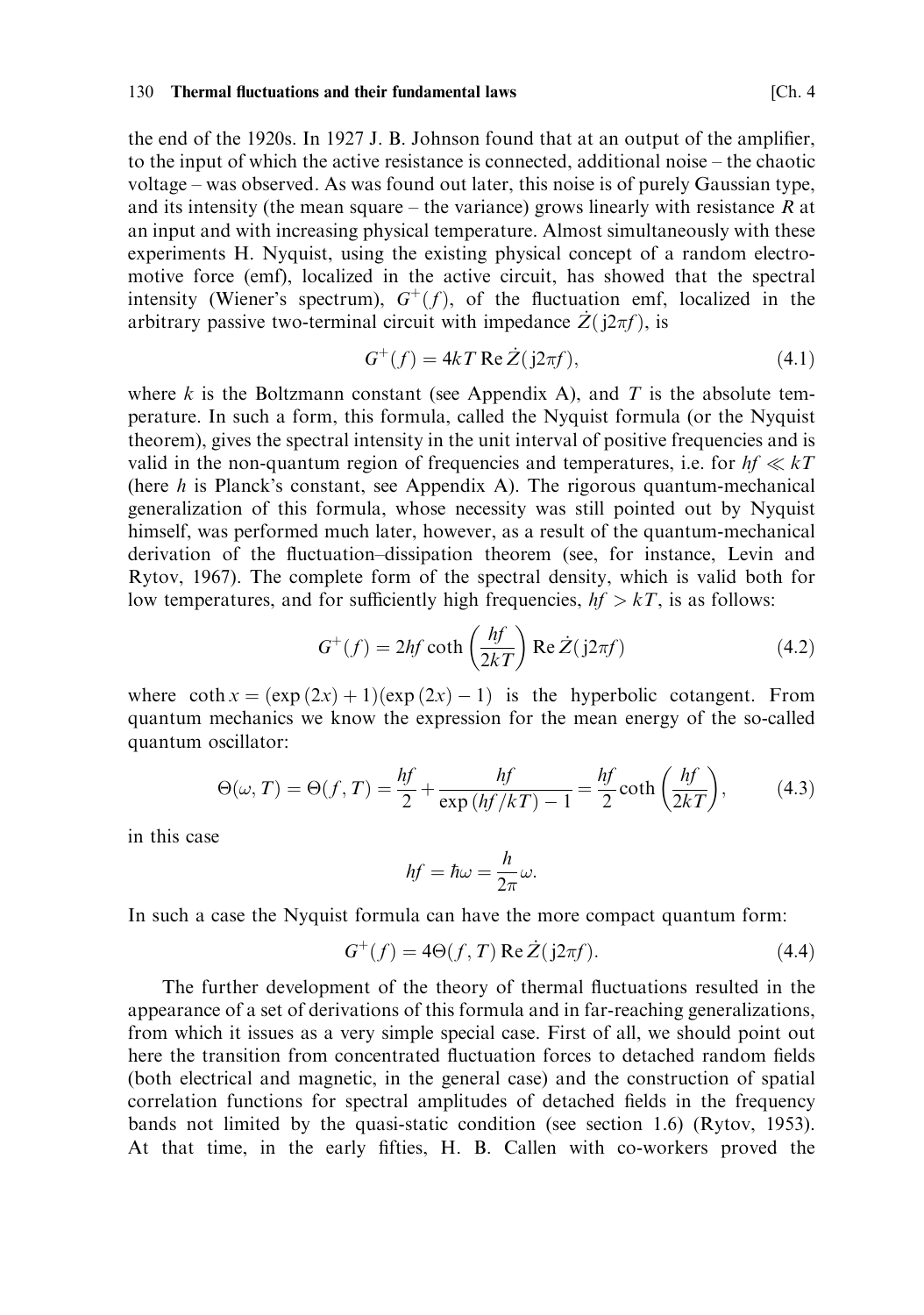the end of the 1920s. In 1927 J. B. Johnson found that at an output of the amplifier, to the input of which the active resistance is connected, additional noise – the chaotic voltage – was observed. As was found out later, this noise is of purely Gaussian type, and its intensity (the mean square – the variance) grows linearly with resistance $R$ at an input and with increasing physical temperature. Almost simultaneously with these experiments H. Nyquist, using the existing physical concept of a random electromotive force (emf), localized in the active circuit, has showed that the spectral intensity (Wiener's spectrum), $G^+(f)$, of the fluctuation emf, localized in the arbitrary passive two-terminal circuit with impedance $\dot{Z}(\mathrm{j}2\pi f)$, is

$$G^+(f) = 4kT \, \mathrm{Re}\, \dot{Z}(\mathrm{j}2\pi f), \tag{4.1}$$

where $k$ is the Boltzmann constant (see Appendix A), and $T$ is the absolute temperature. In such a form, this formula, called the Nyquist formula (or the Nyquist theorem), gives the spectral intensity in the unit interval of positive frequencies and is valid in the non-quantum region of frequencies and temperatures, i.e. for $hf \ll kT$ (here $h$ is Planck's constant, see Appendix A). The rigorous quantum-mechanical generalization of this formula, whose necessity was still pointed out by Nyquist himself, was performed much later, however, as a result of the quantum-mechanical derivation of the fluctuation–dissipation theorem (see, for instance, Levin and Rytov, 1967). The complete form of the spectral density, which is valid both for low temperatures, and for sufficiently high frequencies, $hf > kT$, is as follows:

$$G^+(f) = 2hf \coth\left(\frac{hf}{2kT}\right) \mathrm{Re}\, \dot{Z}(\mathrm{j}2\pi f) \tag{4.2}$$

where $\coth x = (\exp(2x) + 1)(\exp(2x) - 1)$ is the hyperbolic cotangent. From quantum mechanics we know the expression for the mean energy of the so-called quantum oscillator:

$$\Theta(\omega, T) = \Theta(f, T) = \frac{hf}{2} + \frac{hf}{\exp(hf/kT) - 1} = \frac{hf}{2} \coth\left(\frac{hf}{2kT}\right), \tag{4.3}$$

in this case

$$hf = \hbar\omega = \frac{h}{2\pi}\omega.$$

In such a case the Nyquist formula can have the more compact quantum form:

$$G^+(f) = 4\Theta(f, T) \, \mathrm{Re}\, \dot{Z}(\mathrm{j}2\pi f). \tag{4.4}$$

The further development of the theory of thermal fluctuations resulted in the appearance of a set of derivations of this formula and in far-reaching generalizations, from which it issues as a very simple special case. First of all, we should point out here the transition from concentrated fluctuation forces to detached random fields (both electrical and magnetic, in the general case) and the construction of spatial correlation functions for spectral amplitudes of detached fields in the frequency bands not limited by the quasi-static condition (see section 1.6) (Rytov, 1953). At that time, in the early fifties, H. B. Callen with co-workers proved the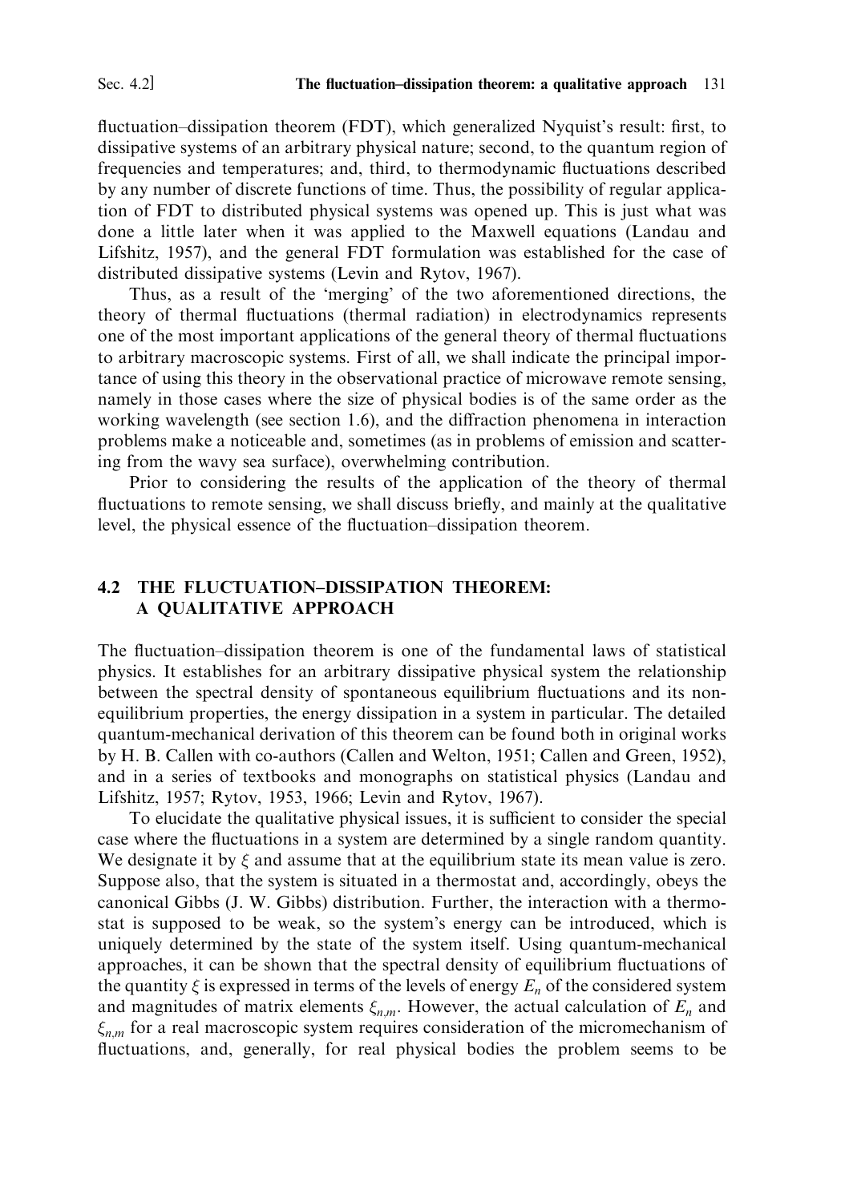fluctuation–dissipation theorem (FDT), which generalized Nyquist's result: first, to dissipative systems of an arbitrary physical nature; second, to the quantum region of frequencies and temperatures; and, third, to thermodynamic fluctuations described by any number of discrete functions of time. Thus, the possibility of regular application of FDT to distributed physical systems was opened up. This is just what was done a little later when it was applied to the Maxwell equations (Landau and Lifshitz, 1957), and the general FDT formulation was established for the case of distributed dissipative systems (Levin and Rytov, 1967).

Thus, as a result of the 'merging' of the two aforementioned directions, the theory of thermal fluctuations (thermal radiation) in electrodynamics represents one of the most important applications of the general theory of thermal fluctuations to arbitrary macroscopic systems. First of all, we shall indicate the principal importance of using this theory in the observational practice of microwave remote sensing, namely in those cases where the size of physical bodies is of the same order as the working wavelength (see section 1.6), and the diffraction phenomena in interaction problems make a noticeable and, sometimes (as in problems of emission and scattering from the wavy sea surface), overwhelming contribution.

Prior to considering the results of the application of the theory of thermal fluctuations to remote sensing, we shall discuss briefly, and mainly at the qualitative level, the physical essence of the fluctuation–dissipation theorem.

## 4.2 THE FLUCTUATION–DISSIPATION THEOREM: A QUALITATIVE APPROACH

The fluctuation–dissipation theorem is one of the fundamental laws of statistical physics. It establishes for an arbitrary dissipative physical system the relationship between the spectral density of spontaneous equilibrium fluctuations and its non-equilibrium properties, the energy dissipation in a system in particular. The detailed quantum-mechanical derivation of this theorem can be found both in original works by H. B. Callen with co-authors (Callen and Welton, 1951; Callen and Green, 1952), and in a series of textbooks and monographs on statistical physics (Landau and Lifshitz, 1957; Rytov, 1953, 1966; Levin and Rytov, 1967).

To elucidate the qualitative physical issues, it is sufficient to consider the special case where the fluctuations in a system are determined by a single random quantity. We designate it by $\xi$ and assume that at the equilibrium state its mean value is zero. Suppose also, that the system is situated in a thermostat and, accordingly, obeys the canonical Gibbs (J. W. Gibbs) distribution. Further, the interaction with a thermostat is supposed to be weak, so the system's energy can be introduced, which is uniquely determined by the state of the system itself. Using quantum-mechanical approaches, it can be shown that the spectral density of equilibrium fluctuations of the quantity $\xi$ is expressed in terms of the levels of energy $E_n$ of the considered system and magnitudes of matrix elements $\xi_{n,m}$. However, the actual calculation of $E_n$ and $\xi_{n,m}$ for a real macroscopic system requires consideration of the micromechanism of fluctuations, and, generally, for real physical bodies the problem seems to be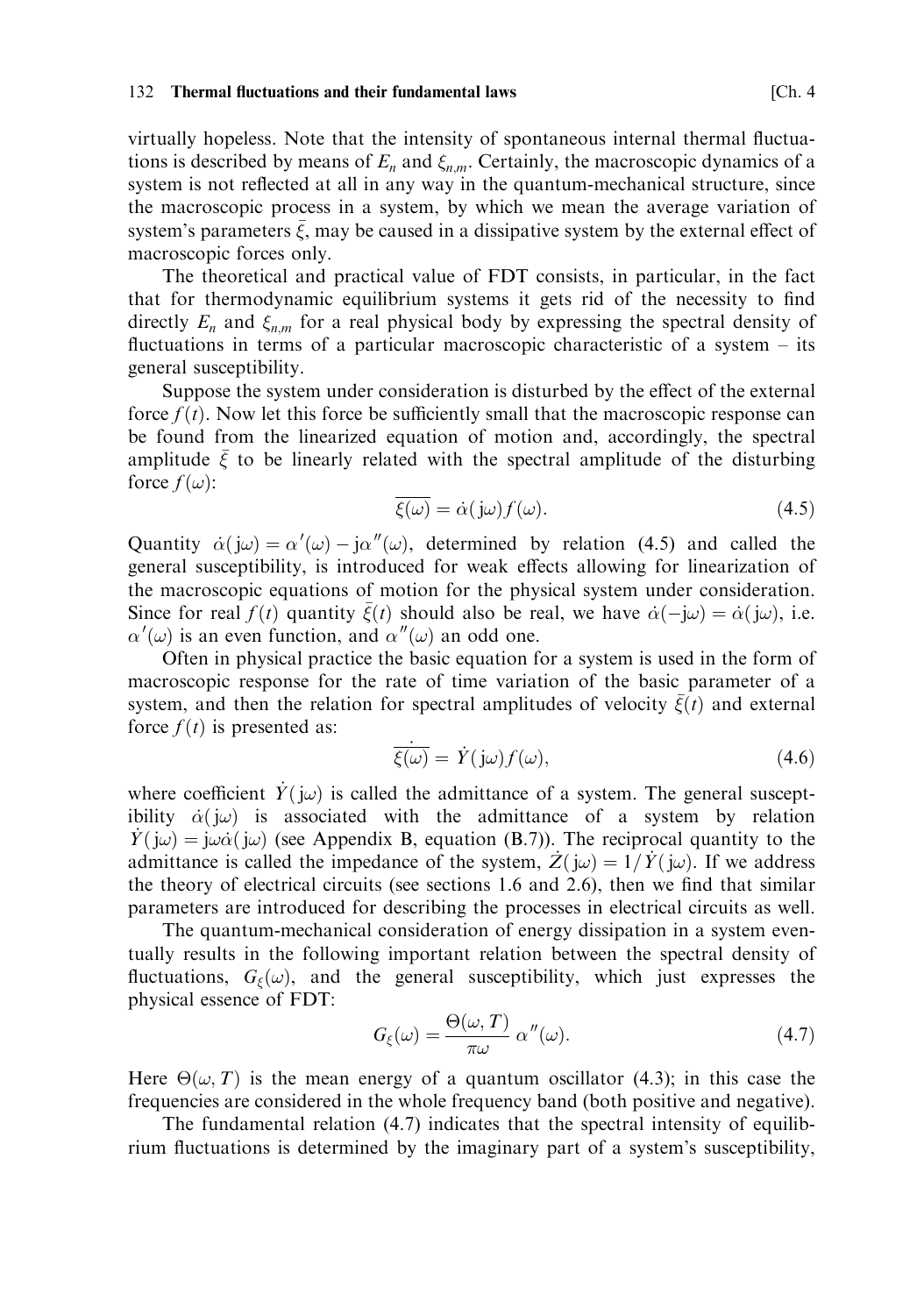virtually hopeless. Note that the intensity of spontaneous internal thermal fluctuations is described by means of $E_n$ and $\xi_{n,m}$. Certainly, the macroscopic dynamics of a system is not reflected at all in any way in the quantum-mechanical structure, since the macroscopic process in a system, by which we mean the average variation of system's parameters $\bar{\xi}$, may be caused in a dissipative system by the external effect of macroscopic forces only.

The theoretical and practical value of FDT consists, in particular, in the fact that for thermodynamic equilibrium systems it gets rid of the necessity to find directly $E_n$ and $\xi_{n,m}$ for a real physical body by expressing the spectral density of fluctuations in terms of a particular macroscopic characteristic of a system – its general susceptibility.

Suppose the system under consideration is disturbed by the effect of the external force $f(t)$. Now let this force be sufficiently small that the macroscopic response can be found from the linearized equation of motion and, accordingly, the spectral amplitude $\bar{\xi}$ to be linearly related with the spectral amplitude of the disturbing force $f(\omega)$:

$$\overline{\xi(\omega)} = \dot{\alpha}(\mathrm{j}\omega) f(\omega). \tag{4.5}$$

Quantity $\dot{\alpha}(\mathrm{j}\omega) = \alpha'(\omega) - \mathrm{j}\alpha''(\omega)$, determined by relation (4.5) and called the general susceptibility, is introduced for weak effects allowing for linearization of the macroscopic equations of motion for the physical system under consideration. Since for real $f(t)$ quantity $\bar{\xi}(t)$ should also be real, we have $\dot{\alpha}(-\mathrm{j}\omega) = \dot{\alpha}(\mathrm{j}\omega)$, i.e. $\alpha'(\omega)$ is an even function, and $\alpha''(\omega)$ an odd one.

Often in physical practice the basic equation for a system is used in the form of macroscopic response for the rate of time variation of the basic parameter of a system, and then the relation for spectral amplitudes of velocity $\dot{\bar{\xi}}(t)$ and external force $f(t)$ is presented as:

$$\overline{\dot{\xi}(\omega)} = \dot{Y}(\mathrm{j}\omega) f(\omega), \tag{4.6}$$

where coefficient $\dot{Y}(\mathrm{j}\omega)$ is called the admittance of a system. The general susceptibility $\dot{\alpha}(\mathrm{j}\omega)$ is associated with the admittance of a system by relation $\dot{Y}(\mathrm{j}\omega) = \mathrm{j}\omega\dot{\alpha}(\mathrm{j}\omega)$ (see Appendix B, equation (B.7)). The reciprocal quantity to the admittance is called the impedance of the system, $\dot{Z}(\mathrm{j}\omega) = 1/\dot{Y}(\mathrm{j}\omega)$. If we address the theory of electrical circuits (see sections 1.6 and 2.6), then we find that similar parameters are introduced for describing the processes in electrical circuits as well.

The quantum-mechanical consideration of energy dissipation in a system eventually results in the following important relation between the spectral density of fluctuations, $G_\xi(\omega)$, and the general susceptibility, which just expresses the physical essence of FDT:

$$G_\xi(\omega) = \frac{\Theta(\omega, T)}{\pi\omega}\,\alpha''(\omega). \tag{4.7}$$

Here $\Theta(\omega, T)$ is the mean energy of a quantum oscillator (4.3); in this case the frequencies are considered in the whole frequency band (both positive and negative).

The fundamental relation (4.7) indicates that the spectral intensity of equilibrium fluctuations is determined by the imaginary part of a system's susceptibility,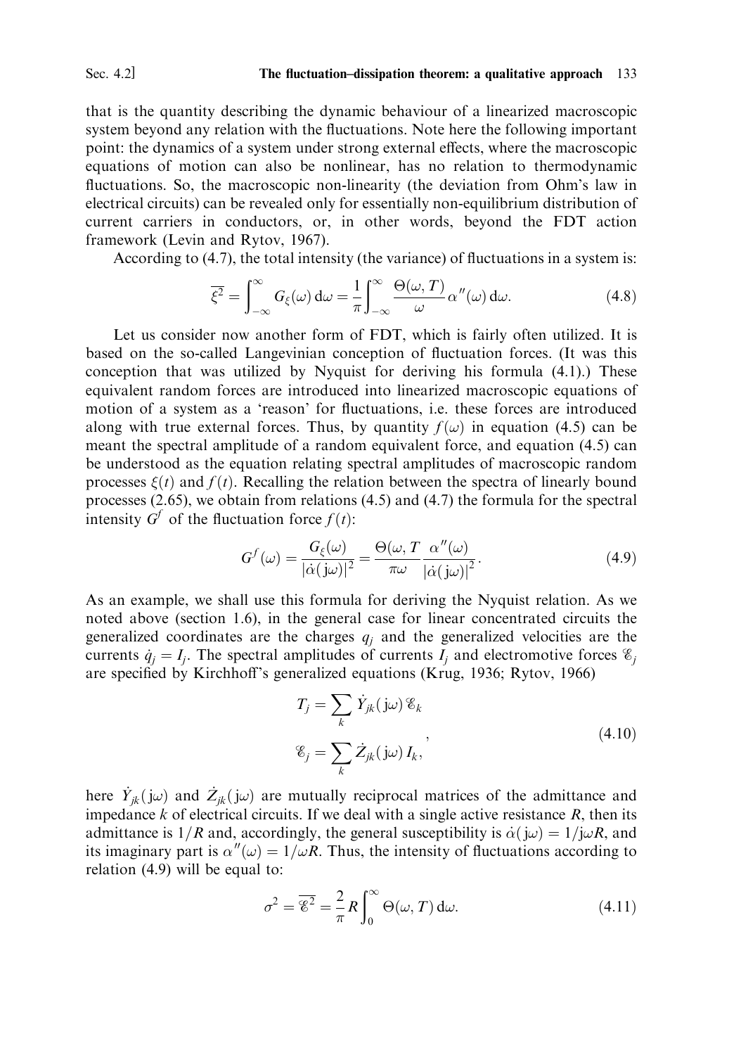that is the quantity describing the dynamic behaviour of a linearized macroscopic system beyond any relation with the fluctuations. Note here the following important point: the dynamics of a system under strong external effects, where the macroscopic equations of motion can also be nonlinear, has no relation to thermodynamic fluctuations. So, the macroscopic non-linearity (the deviation from Ohm's law in electrical circuits) can be revealed only for essentially non-equilibrium distribution of current carriers in conductors, or, in other words, beyond the FDT action framework (Levin and Rytov, 1967).

According to (4.7), the total intensity (the variance) of fluctuations in a system is:

$$\overline{\xi^2} = \int_{-\infty}^{\infty} G_\xi(\omega)\,\mathrm{d}\omega = \frac{1}{\pi}\int_{-\infty}^{\infty} \frac{\Theta(\omega, T)}{\omega}\alpha''(\omega)\,\mathrm{d}\omega. \tag{4.8}$$

Let us consider now another form of FDT, which is fairly often utilized. It is based on the so-called Langevinian conception of fluctuation forces. (It was this conception that was utilized by Nyquist for deriving his formula (4.1).) These equivalent random forces are introduced into linearized macroscopic equations of motion of a system as a 'reason' for fluctuations, i.e. these forces are introduced along with true external forces. Thus, by quantity $f(\omega)$ in equation (4.5) can be meant the spectral amplitude of a random equivalent force, and equation (4.5) can be understood as the equation relating spectral amplitudes of macroscopic random processes $\xi(t)$ and $f(t)$. Recalling the relation between the spectra of linearly bound processes (2.65), we obtain from relations (4.5) and (4.7) the formula for the spectral intensity $G^f$ of the fluctuation force $f(t)$:

$$G^f(\omega) = \frac{G_\xi(\omega)}{|\dot{\alpha}(\mathrm{j}\omega)|^2} = \frac{\Theta(\omega, T}{\pi\omega}\frac{\alpha''(\omega)}{|\dot{\alpha}(\mathrm{j}\omega)|^2}. \tag{4.9}$$

As an example, we shall use this formula for deriving the Nyquist relation. As we noted above (section 1.6), in the general case for linear concentrated circuits the generalized coordinates are the charges $q_j$ and the generalized velocities are the currents $\dot{q}_j = I_j$. The spectral amplitudes of currents $I_j$ and electromotive forces $\mathscr{E}_j$ are specified by Kirchhoff's generalized equations (Krug, 1936; Rytov, 1966)

$$\begin{aligned} T_j &= \sum_k \dot{Y}_{jk}(\mathrm{j}\omega)\,\mathscr{E}_k \\ \mathscr{E}_j &= \sum_k \dot{Z}_{jk}(\mathrm{j}\omega)\,I_k, \end{aligned} \tag{4.10}$$

here $\dot{Y}_{jk}(\mathrm{j}\omega)$ and $\dot{Z}_{jk}(\mathrm{j}\omega)$ are mutually reciprocal matrices of the admittance and impedance $k$ of electrical circuits. If we deal with a single active resistance $R$, then its admittance is $1/R$ and, accordingly, the general susceptibility is $\dot{\alpha}(\mathrm{j}\omega) = 1/\mathrm{j}\omega R$, and its imaginary part is $\alpha''(\omega) = 1/\omega R$. Thus, the intensity of fluctuations according to relation (4.9) will be equal to:

$$\sigma^2 = \overline{\mathscr{E}^2} = \frac{2}{\pi}R\int_0^{\infty}\Theta(\omega, T)\,\mathrm{d}\omega. \tag{4.11}$$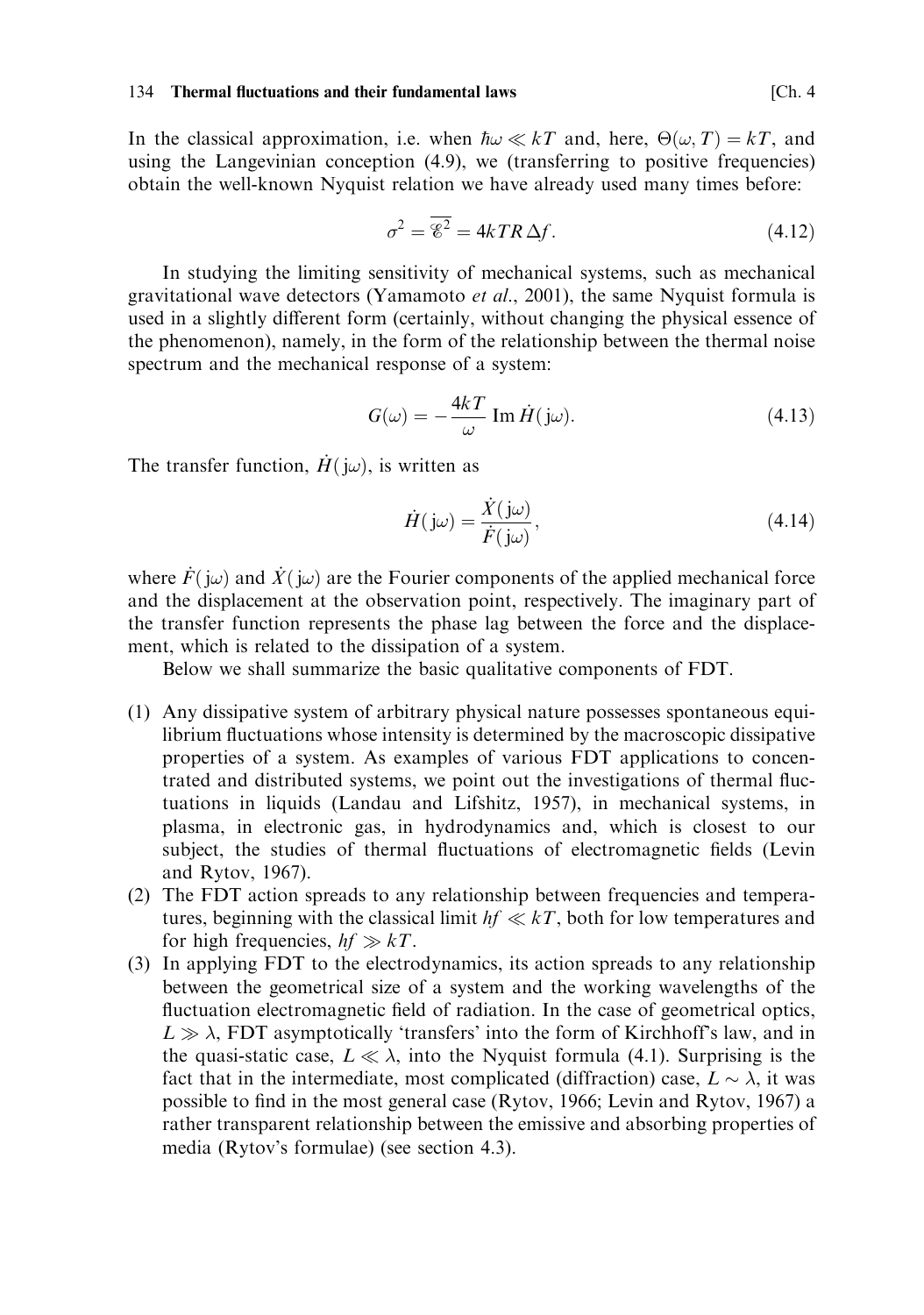In the classical approximation, i.e. when $\hbar\omega \ll kT$ and, here, $\Theta(\omega, T) = kT$, and using the Langevinian conception (4.9), we (transferring to positive frequencies) obtain the well-known Nyquist relation we have already used many times before:

$$\sigma^2 = \overline{\mathscr{E}^2} = 4kTR\,\Delta f. \tag{4.12}$$

In studying the limiting sensitivity of mechanical systems, such as mechanical gravitational wave detectors (Yamamoto *et al.*, 2001), the same Nyquist formula is used in a slightly different form (certainly, without changing the physical essence of the phenomenon), namely, in the form of the relationship between the thermal noise spectrum and the mechanical response of a system:

$$G(\omega) = -\frac{4kT}{\omega}\,\mathrm{Im}\,\dot{H}(\mathrm{j}\omega). \tag{4.13}$$

The transfer function, $\dot{H}(\mathrm{j}\omega)$, is written as

$$\dot{H}(\mathrm{j}\omega) = \frac{\dot{X}(\mathrm{j}\omega)}{\dot{F}(\mathrm{j}\omega)}, \tag{4.14}$$

where $\dot{F}(\mathrm{j}\omega)$ and $\dot{X}(\mathrm{j}\omega)$ are the Fourier components of the applied mechanical force and the displacement at the observation point, respectively. The imaginary part of the transfer function represents the phase lag between the force and the displacement, which is related to the dissipation of a system.

Below we shall summarize the basic qualitative components of FDT.

(1) Any dissipative system of arbitrary physical nature possesses spontaneous equilibrium fluctuations whose intensity is determined by the macroscopic dissipative properties of a system. As examples of various FDT applications to concentrated and distributed systems, we point out the investigations of thermal fluctuations in liquids (Landau and Lifshitz, 1957), in mechanical systems, in plasma, in electronic gas, in hydrodynamics and, which is closest to our subject, the studies of thermal fluctuations of electromagnetic fields (Levin and Rytov, 1967).

(2) The FDT action spreads to any relationship between frequencies and temperatures, beginning with the classical limit $hf \ll kT$, both for low temperatures and for high frequencies, $hf \gg kT$.

(3) In applying FDT to the electrodynamics, its action spreads to any relationship between the geometrical size of a system and the working wavelengths of the fluctuation electromagnetic field of radiation. In the case of geometrical optics, $L \gg \lambda$, FDT asymptotically 'transfers' into the form of Kirchhoff's law, and in the quasi-static case, $L \ll \lambda$, into the Nyquist formula (4.1). Surprising is the fact that in the intermediate, most complicated (diffraction) case, $L \sim \lambda$, it was possible to find in the most general case (Rytov, 1966; Levin and Rytov, 1967) a rather transparent relationship between the emissive and absorbing properties of media (Rytov's formulae) (see section 4.3).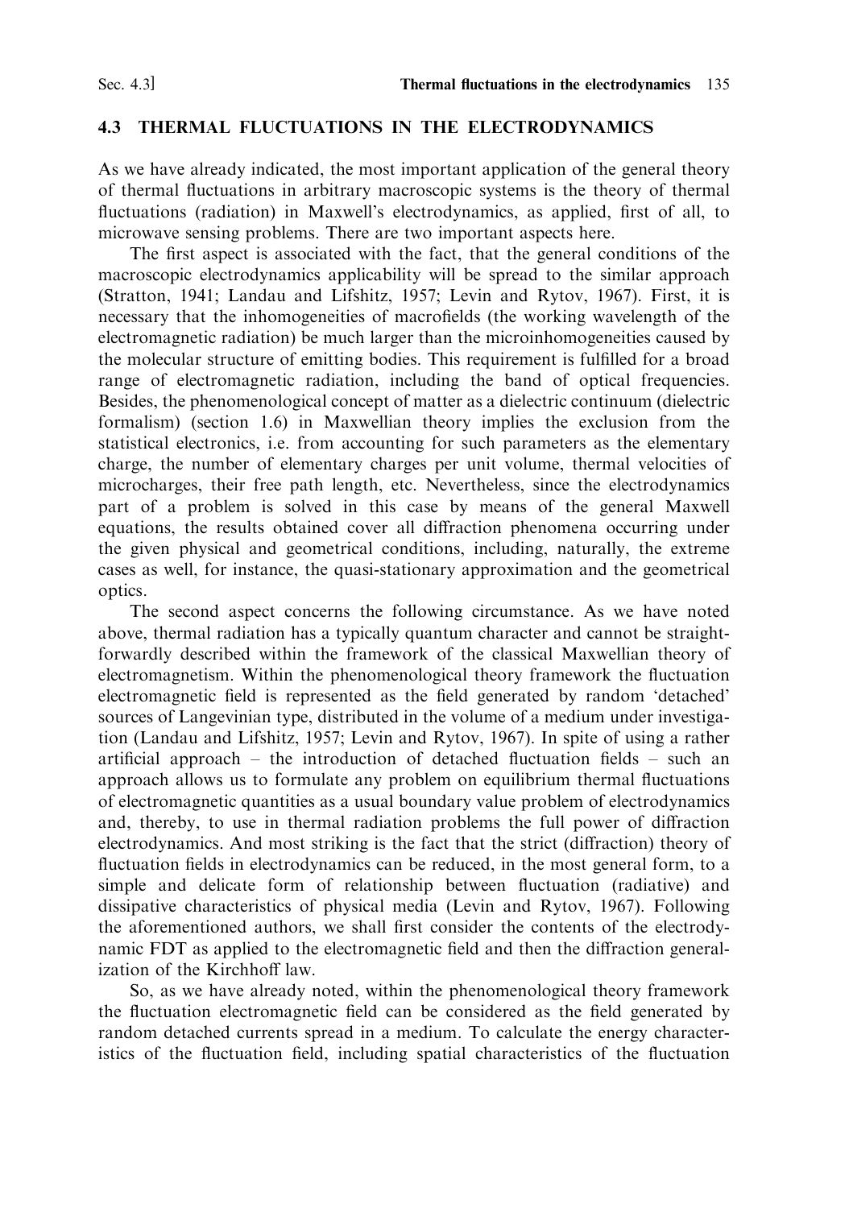## 4.3 THERMAL FLUCTUATIONS IN THE ELECTRODYNAMICS

As we have already indicated, the most important application of the general theory of thermal fluctuations in arbitrary macroscopic systems is the theory of thermal fluctuations (radiation) in Maxwell's electrodynamics, as applied, first of all, to microwave sensing problems. There are two important aspects here.

The first aspect is associated with the fact, that the general conditions of the macroscopic electrodynamics applicability will be spread to the similar approach (Stratton, 1941; Landau and Lifshitz, 1957; Levin and Rytov, 1967). First, it is necessary that the inhomogeneities of macrofields (the working wavelength of the electromagnetic radiation) be much larger than the microinhomogeneities caused by the molecular structure of emitting bodies. This requirement is fulfilled for a broad range of electromagnetic radiation, including the band of optical frequencies. Besides, the phenomenological concept of matter as a dielectric continuum (dielectric formalism) (section 1.6) in Maxwellian theory implies the exclusion from the statistical electronics, i.e. from accounting for such parameters as the elementary charge, the number of elementary charges per unit volume, thermal velocities of microcharges, their free path length, etc. Nevertheless, since the electrodynamics part of a problem is solved in this case by means of the general Maxwell equations, the results obtained cover all diffraction phenomena occurring under the given physical and geometrical conditions, including, naturally, the extreme cases as well, for instance, the quasi-stationary approximation and the geometrical optics.

The second aspect concerns the following circumstance. As we have noted above, thermal radiation has a typically quantum character and cannot be straightforwardly described within the framework of the classical Maxwellian theory of electromagnetism. Within the phenomenological theory framework the fluctuation electromagnetic field is represented as the field generated by random 'detached' sources of Langevinian type, distributed in the volume of a medium under investigation (Landau and Lifshitz, 1957; Levin and Rytov, 1967). In spite of using a rather artificial approach – the introduction of detached fluctuation fields – such an approach allows us to formulate any problem on equilibrium thermal fluctuations of electromagnetic quantities as a usual boundary value problem of electrodynamics and, thereby, to use in thermal radiation problems the full power of diffraction electrodynamics. And most striking is the fact that the strict (diffraction) theory of fluctuation fields in electrodynamics can be reduced, in the most general form, to a simple and delicate form of relationship between fluctuation (radiative) and dissipative characteristics of physical media (Levin and Rytov, 1967). Following the aforementioned authors, we shall first consider the contents of the electrodynamic FDT as applied to the electromagnetic field and then the diffraction generalization of the Kirchhoff law.

So, as we have already noted, within the phenomenological theory framework the fluctuation electromagnetic field can be considered as the field generated by random detached currents spread in a medium. To calculate the energy characteristics of the fluctuation field, including spatial characteristics of the fluctuation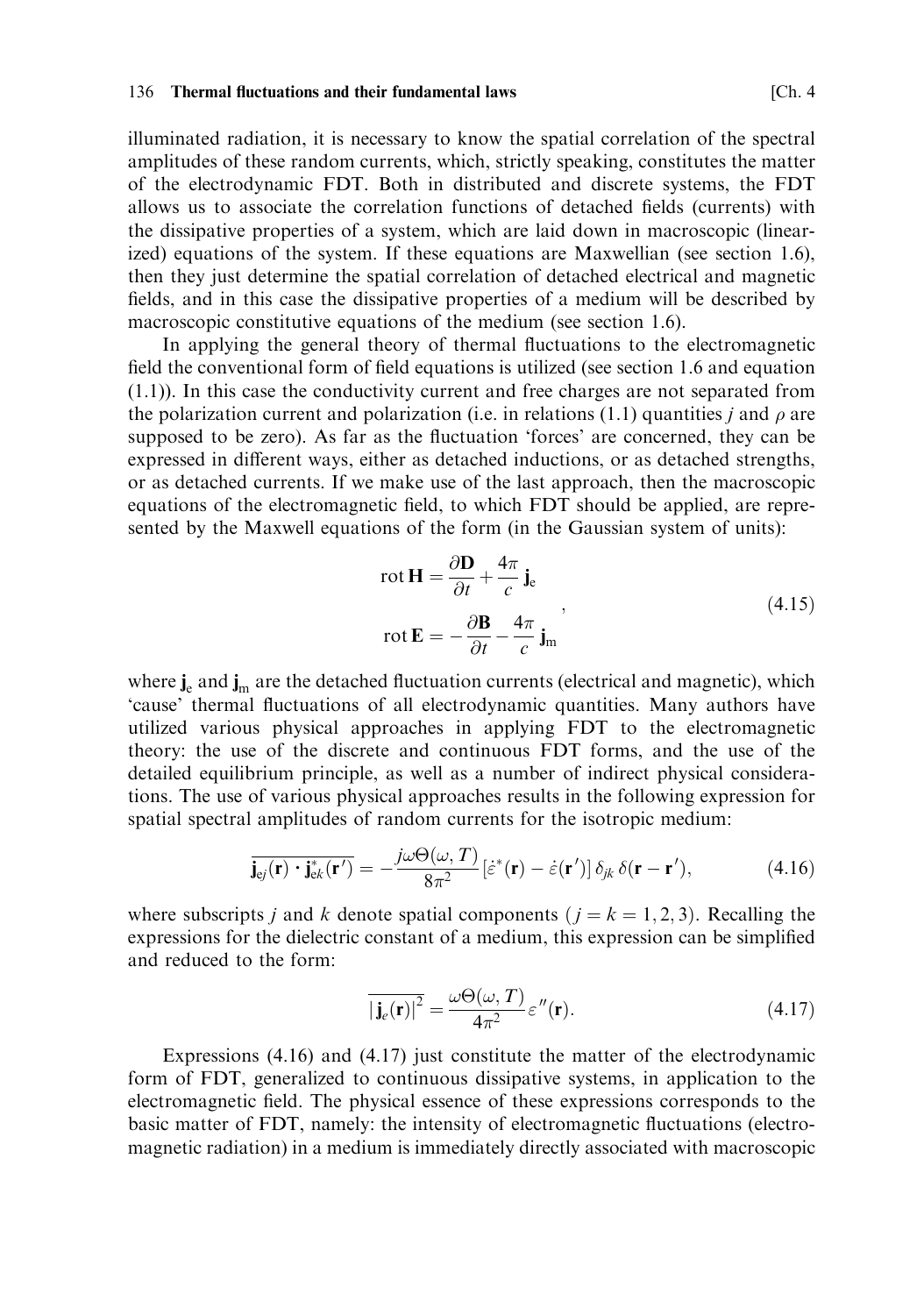illuminated radiation, it is necessary to know the spatial correlation of the spectral amplitudes of these random currents, which, strictly speaking, constitutes the matter of the electrodynamic FDT. Both in distributed and discrete systems, the FDT allows us to associate the correlation functions of detached fields (currents) with the dissipative properties of a system, which are laid down in macroscopic (linearized) equations of the system. If these equations are Maxwellian (see section 1.6), then they just determine the spatial correlation of detached electrical and magnetic fields, and in this case the dissipative properties of a medium will be described by macroscopic constitutive equations of the medium (see section 1.6).

In applying the general theory of thermal fluctuations to the electromagnetic field the conventional form of field equations is utilized (see section 1.6 and equation (1.1)). In this case the conductivity current and free charges are not separated from the polarization current and polarization (i.e. in relations (1.1) quantities $j$ and $\rho$ are supposed to be zero). As far as the fluctuation 'forces' are concerned, they can be expressed in different ways, either as detached inductions, or as detached strengths, or as detached currents. If we make use of the last approach, then the macroscopic equations of the electromagnetic field, to which FDT should be applied, are represented by the Maxwell equations of the form (in the Gaussian system of units):

$$
\begin{aligned}
\operatorname{rot} \mathbf{H} &= \frac{\partial \mathbf{D}}{\partial t} + \frac{4\pi}{c}\, \mathbf{j}_{\mathrm{e}} \\
\operatorname{rot} \mathbf{E} &= -\frac{\partial \mathbf{B}}{\partial t} - \frac{4\pi}{c}\, \mathbf{j}_{\mathrm{m}}
\end{aligned}
, \tag{4.15}
$$

where $\mathbf{j}_{\mathrm{e}}$ and $\mathbf{j}_{\mathrm{m}}$ are the detached fluctuation currents (electrical and magnetic), which 'cause' thermal fluctuations of all electrodynamic quantities. Many authors have utilized various physical approaches in applying FDT to the electromagnetic theory: the use of the discrete and continuous FDT forms, and the use of the detailed equilibrium principle, as well as a number of indirect physical considerations. The use of various physical approaches results in the following expression for spatial spectral amplitudes of random currents for the isotropic medium:

$$
\overline{\mathbf{j}_{ej}(\mathbf{r}) \cdot \mathbf{j}_{ek}^{*}(\mathbf{r}')} = -\frac{j\omega\Theta(\omega, T)}{8\pi^2}\,[\dot{\varepsilon}^{*}(\mathbf{r}) - \dot{\varepsilon}(\mathbf{r}')]\,\delta_{jk}\,\delta(\mathbf{r} - \mathbf{r}'), \tag{4.16}
$$

where subscripts $j$ and $k$ denote spatial components ($j = k = 1, 2, 3$). Recalling the expressions for the dielectric constant of a medium, this expression can be simplified and reduced to the form:

$$
\overline{|\mathbf{j}_{e}(\mathbf{r})|^2} = \frac{\omega\Theta(\omega, T)}{4\pi^2}\,\varepsilon''(\mathbf{r}). \tag{4.17}
$$

Expressions (4.16) and (4.17) just constitute the matter of the electrodynamic form of FDT, generalized to continuous dissipative systems, in application to the electromagnetic field. The physical essence of these expressions corresponds to the basic matter of FDT, namely: the intensity of electromagnetic fluctuations (electromagnetic radiation) in a medium is immediately directly associated with macroscopic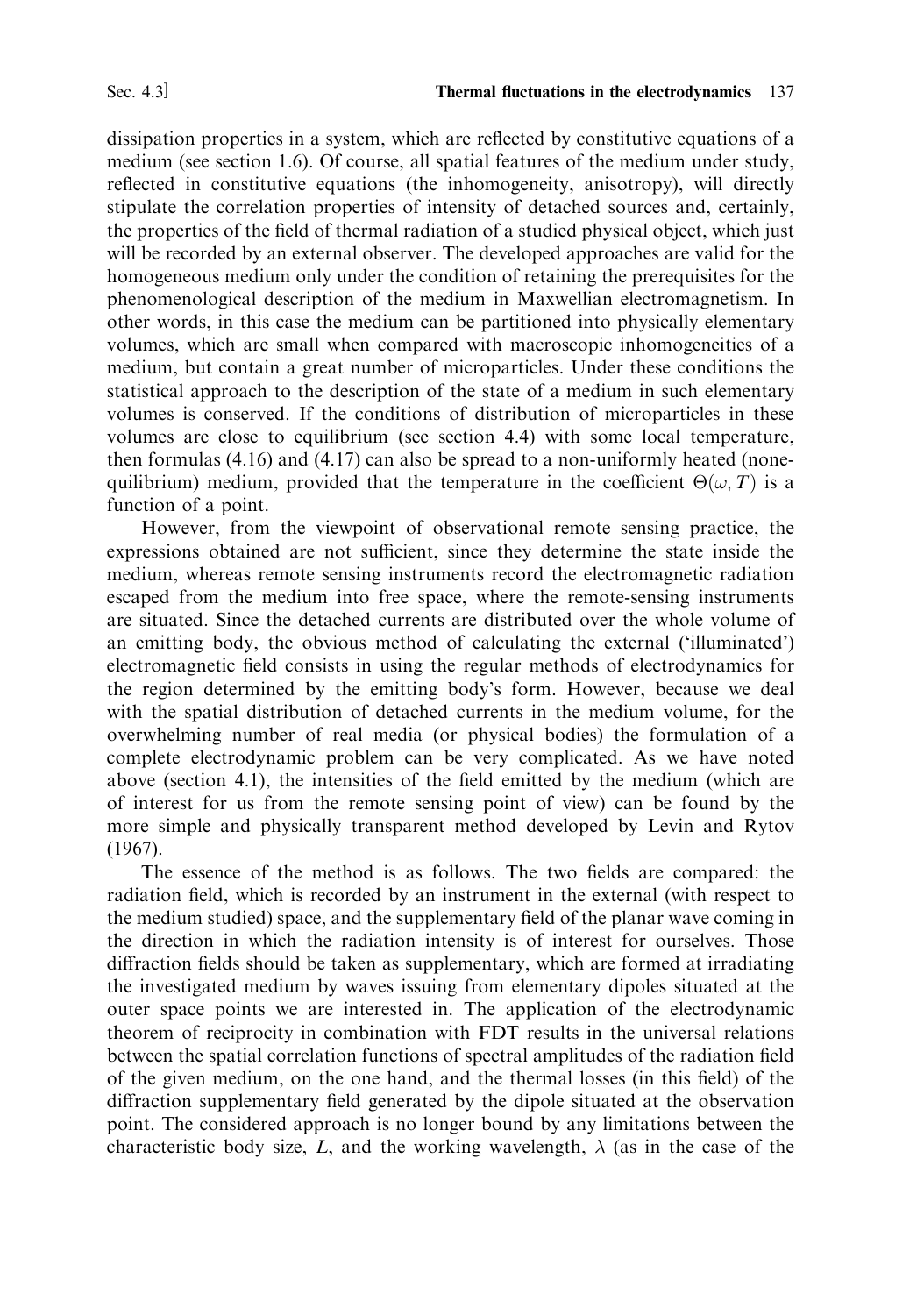dissipation properties in a system, which are reflected by constitutive equations of a medium (see section 1.6). Of course, all spatial features of the medium under study, reflected in constitutive equations (the inhomogeneity, anisotropy), will directly stipulate the correlation properties of intensity of detached sources and, certainly, the properties of the field of thermal radiation of a studied physical object, which just will be recorded by an external observer. The developed approaches are valid for the homogeneous medium only under the condition of retaining the prerequisites for the phenomenological description of the medium in Maxwellian electromagnetism. In other words, in this case the medium can be partitioned into physically elementary volumes, which are small when compared with macroscopic inhomogeneities of a medium, but contain a great number of microparticles. Under these conditions the statistical approach to the description of the state of a medium in such elementary volumes is conserved. If the conditions of distribution of microparticles in these volumes are close to equilibrium (see section 4.4) with some local temperature, then formulas (4.16) and (4.17) can also be spread to a non-uniformly heated (none-quilibrium) medium, provided that the temperature in the coefficient $\Theta(\omega, T)$ is a function of a point.

However, from the viewpoint of observational remote sensing practice, the expressions obtained are not sufficient, since they determine the state inside the medium, whereas remote sensing instruments record the electromagnetic radiation escaped from the medium into free space, where the remote-sensing instruments are situated. Since the detached currents are distributed over the whole volume of an emitting body, the obvious method of calculating the external ('illuminated') electromagnetic field consists in using the regular methods of electrodynamics for the region determined by the emitting body's form. However, because we deal with the spatial distribution of detached currents in the medium volume, for the overwhelming number of real media (or physical bodies) the formulation of a complete electrodynamic problem can be very complicated. As we have noted above (section 4.1), the intensities of the field emitted by the medium (which are of interest for us from the remote sensing point of view) can be found by the more simple and physically transparent method developed by Levin and Rytov (1967).

The essence of the method is as follows. The two fields are compared: the radiation field, which is recorded by an instrument in the external (with respect to the medium studied) space, and the supplementary field of the planar wave coming in the direction in which the radiation intensity is of interest for ourselves. Those diffraction fields should be taken as supplementary, which are formed at irradiating the investigated medium by waves issuing from elementary dipoles situated at the outer space points we are interested in. The application of the electrodynamic theorem of reciprocity in combination with FDT results in the universal relations between the spatial correlation functions of spectral amplitudes of the radiation field of the given medium, on the one hand, and the thermal losses (in this field) of the diffraction supplementary field generated by the dipole situated at the observation point. The considered approach is no longer bound by any limitations between the characteristic body size, $L$, and the working wavelength, $\lambda$ (as in the case of the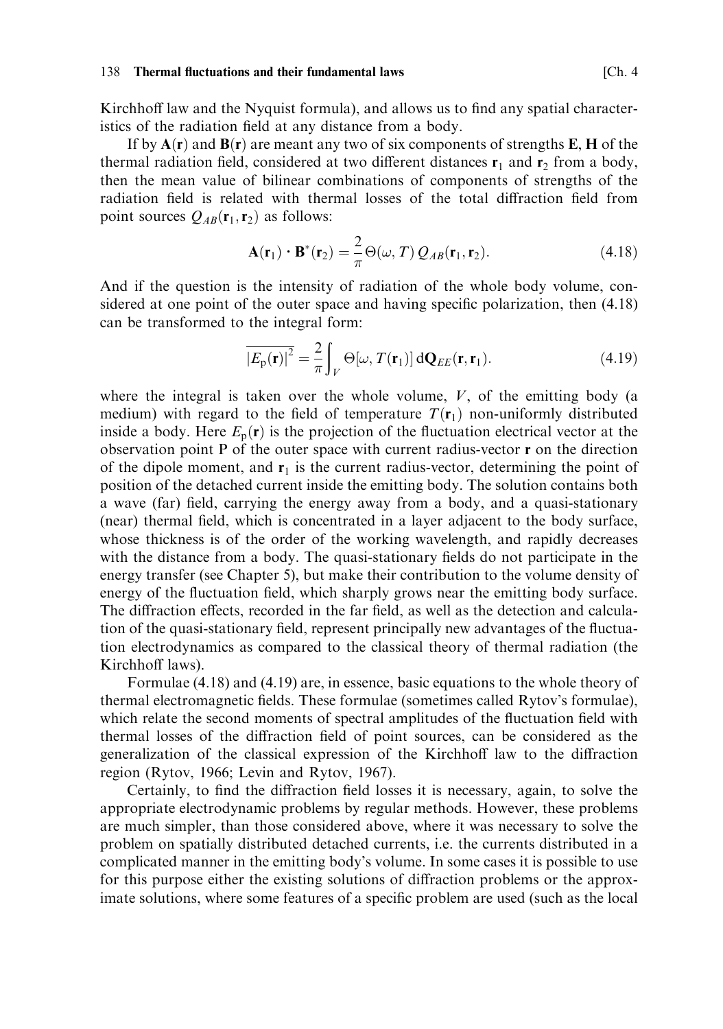Kirchhoff law and the Nyquist formula), and allows us to find any spatial characteristics of the radiation field at any distance from a body.

If by $\mathbf{A}(\mathbf{r})$ and $\mathbf{B}(\mathbf{r})$ are meant any two of six components of strengths $\mathbf{E}$, $\mathbf{H}$ of the thermal radiation field, considered at two different distances $\mathbf{r}_1$ and $\mathbf{r}_2$ from a body, then the mean value of bilinear combinations of components of strengths of the radiation field is related with thermal losses of the total diffraction field from point sources $Q_{AB}(\mathbf{r}_1, \mathbf{r}_2)$ as follows:

$$\mathbf{A}(\mathbf{r}_1) \cdot \mathbf{B}^*(\mathbf{r}_2) = \frac{2}{\pi} \Theta(\omega, T)\, Q_{AB}(\mathbf{r}_1, \mathbf{r}_2). \tag{4.18}$$

And if the question is the intensity of radiation of the whole body volume, considered at one point of the outer space and having specific polarization, then (4.18) can be transformed to the integral form:

$$\overline{|E_{\mathrm{p}}(\mathbf{r})|^2} = \frac{2}{\pi} \int_V \Theta[\omega, T(\mathbf{r}_1)]\, \mathrm{d}\mathbf{Q}_{EE}(\mathbf{r}, \mathbf{r}_1). \tag{4.19}$$

where the integral is taken over the whole volume, $V$, of the emitting body (a medium) with regard to the field of temperature $T(\mathbf{r}_1)$ non-uniformly distributed inside a body. Here $E_{\mathrm{p}}(\mathbf{r})$ is the projection of the fluctuation electrical vector at the observation point P of the outer space with current radius-vector $\mathbf{r}$ on the direction of the dipole moment, and $\mathbf{r}_1$ is the current radius-vector, determining the point of position of the detached current inside the emitting body. The solution contains both a wave (far) field, carrying the energy away from a body, and a quasi-stationary (near) thermal field, which is concentrated in a layer adjacent to the body surface, whose thickness is of the order of the working wavelength, and rapidly decreases with the distance from a body. The quasi-stationary fields do not participate in the energy transfer (see Chapter 5), but make their contribution to the volume density of energy of the fluctuation field, which sharply grows near the emitting body surface. The diffraction effects, recorded in the far field, as well as the detection and calculation of the quasi-stationary field, represent principally new advantages of the fluctuation electrodynamics as compared to the classical theory of thermal radiation (the Kirchhoff laws).

Formulae (4.18) and (4.19) are, in essence, basic equations to the whole theory of thermal electromagnetic fields. These formulae (sometimes called Rytov's formulae), which relate the second moments of spectral amplitudes of the fluctuation field with thermal losses of the diffraction field of point sources, can be considered as the generalization of the classical expression of the Kirchhoff law to the diffraction region (Rytov, 1966; Levin and Rytov, 1967).

Certainly, to find the diffraction field losses it is necessary, again, to solve the appropriate electrodynamic problems by regular methods. However, these problems are much simpler, than those considered above, where it was necessary to solve the problem on spatially distributed detached currents, i.e. the currents distributed in a complicated manner in the emitting body's volume. In some cases it is possible to use for this purpose either the existing solutions of diffraction problems or the approximate solutions, where some features of a specific problem are used (such as the local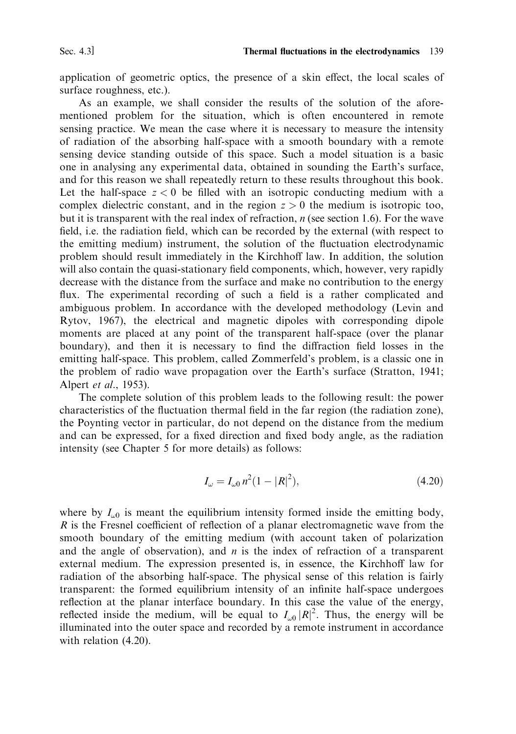application of geometric optics, the presence of a skin effect, the local scales of surface roughness, etc.).

As an example, we shall consider the results of the solution of the aforementioned problem for the situation, which is often encountered in remote sensing practice. We mean the case where it is necessary to measure the intensity of radiation of the absorbing half-space with a smooth boundary with a remote sensing device standing outside of this space. Such a model situation is a basic one in analysing any experimental data, obtained in sounding the Earth's surface, and for this reason we shall repeatedly return to these results throughout this book. Let the half-space $z < 0$ be filled with an isotropic conducting medium with a complex dielectric constant, and in the region $z > 0$ the medium is isotropic too, but it is transparent with the real index of refraction, $n$ (see section 1.6). For the wave field, i.e. the radiation field, which can be recorded by the external (with respect to the emitting medium) instrument, the solution of the fluctuation electrodynamic problem should result immediately in the Kirchhoff law. In addition, the solution will also contain the quasi-stationary field components, which, however, very rapidly decrease with the distance from the surface and make no contribution to the energy flux. The experimental recording of such a field is a rather complicated and ambiguous problem. In accordance with the developed methodology (Levin and Rytov, 1967), the electrical and magnetic dipoles with corresponding dipole moments are placed at any point of the transparent half-space (over the planar boundary), and then it is necessary to find the diffraction field losses in the emitting half-space. This problem, called Zommerfeld's problem, is a classic one in the problem of radio wave propagation over the Earth's surface (Stratton, 1941; Alpert *et al.*, 1953).

The complete solution of this problem leads to the following result: the power characteristics of the fluctuation thermal field in the far region (the radiation zone), the Poynting vector in particular, do not depend on the distance from the medium and can be expressed, for a fixed direction and fixed body angle, as the radiation intensity (see Chapter 5 for more details) as follows:

$$I_{\omega} = I_{\omega 0}\, n^2 (1 - |R|^2), \tag{4.20}$$

where by $I_{\omega 0}$ is meant the equilibrium intensity formed inside the emitting body, $R$ is the Fresnel coefficient of reflection of a planar electromagnetic wave from the smooth boundary of the emitting medium (with account taken of polarization and the angle of observation), and $n$ is the index of refraction of a transparent external medium. The expression presented is, in essence, the Kirchhoff law for radiation of the absorbing half-space. The physical sense of this relation is fairly transparent: the formed equilibrium intensity of an infinite half-space undergoes reflection at the planar interface boundary. In this case the value of the energy, reflected inside the medium, will be equal to $I_{\omega 0}|R|^2$. Thus, the energy will be illuminated into the outer space and recorded by a remote instrument in accordance with relation (4.20).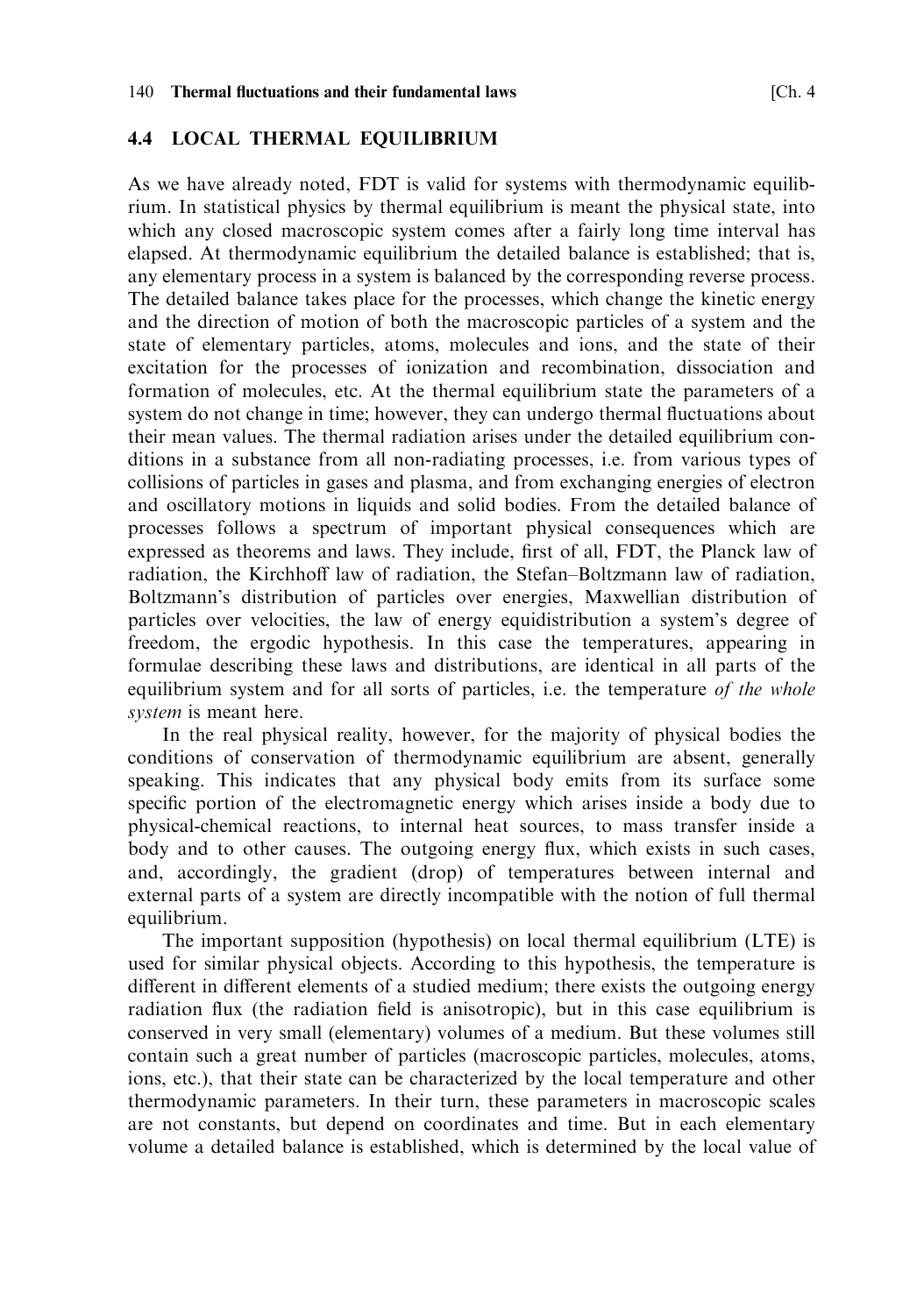## 4.4 LOCAL THERMAL EQUILIBRIUM

As we have already noted, FDT is valid for systems with thermodynamic equilibrium. In statistical physics by thermal equilibrium is meant the physical state, into which any closed macroscopic system comes after a fairly long time interval has elapsed. At thermodynamic equilibrium the detailed balance is established; that is, any elementary process in a system is balanced by the corresponding reverse process. The detailed balance takes place for the processes, which change the kinetic energy and the direction of motion of both the macroscopic particles of a system and the state of elementary particles, atoms, molecules and ions, and the state of their excitation for the processes of ionization and recombination, dissociation and formation of molecules, etc. At the thermal equilibrium state the parameters of a system do not change in time; however, they can undergo thermal fluctuations about their mean values. The thermal radiation arises under the detailed equilibrium conditions in a substance from all non-radiating processes, i.e. from various types of collisions of particles in gases and plasma, and from exchanging energies of electron and oscillatory motions in liquids and solid bodies. From the detailed balance of processes follows a spectrum of important physical consequences which are expressed as theorems and laws. They include, first of all, FDT, the Planck law of radiation, the Kirchhoff law of radiation, the Stefan–Boltzmann law of radiation, Boltzmann's distribution of particles over energies, Maxwellian distribution of particles over velocities, the law of energy equidistribution a system's degree of freedom, the ergodic hypothesis. In this case the temperatures, appearing in formulae describing these laws and distributions, are identical in all parts of the equilibrium system and for all sorts of particles, i.e. the temperature *of the whole system* is meant here.

In the real physical reality, however, for the majority of physical bodies the conditions of conservation of thermodynamic equilibrium are absent, generally speaking. This indicates that any physical body emits from its surface some specific portion of the electromagnetic energy which arises inside a body due to physical-chemical reactions, to internal heat sources, to mass transfer inside a body and to other causes. The outgoing energy flux, which exists in such cases, and, accordingly, the gradient (drop) of temperatures between internal and external parts of a system are directly incompatible with the notion of full thermal equilibrium.

The important supposition (hypothesis) on local thermal equilibrium (LTE) is used for similar physical objects. According to this hypothesis, the temperature is different in different elements of a studied medium; there exists the outgoing energy radiation flux (the radiation field is anisotropic), but in this case equilibrium is conserved in very small (elementary) volumes of a medium. But these volumes still contain such a great number of particles (macroscopic particles, molecules, atoms, ions, etc.), that their state can be characterized by the local temperature and other thermodynamic parameters. In their turn, these parameters in macroscopic scales are not constants, but depend on coordinates and time. But in each elementary volume a detailed balance is established, which is determined by the local value of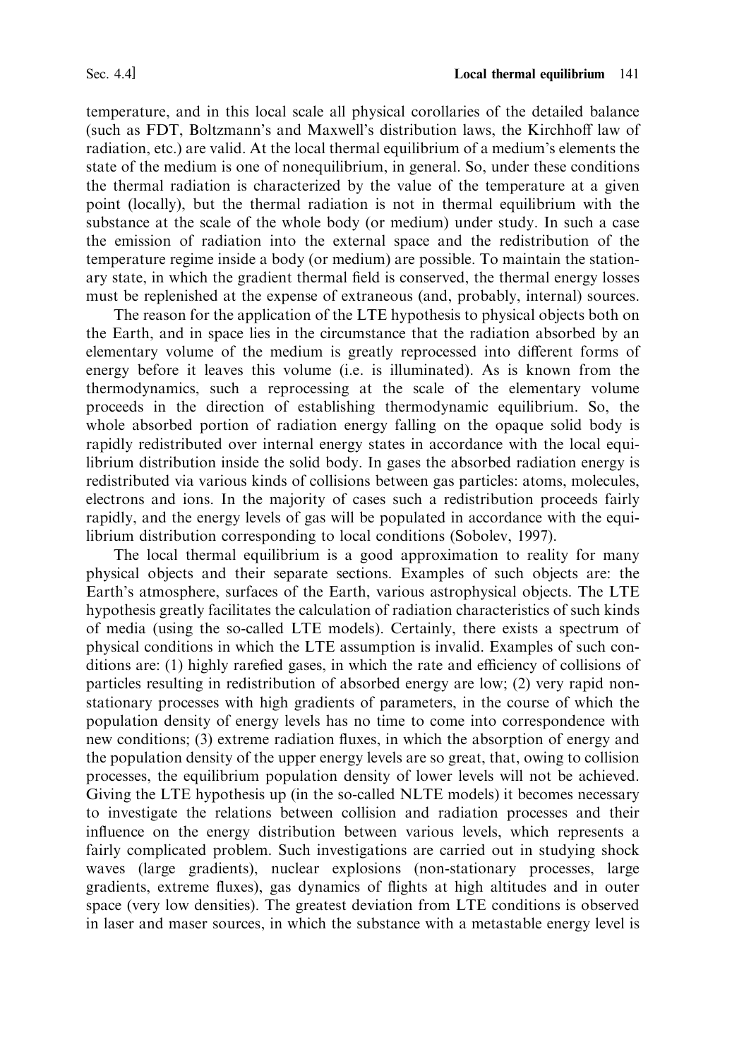temperature, and in this local scale all physical corollaries of the detailed balance (such as FDT, Boltzmann's and Maxwell's distribution laws, the Kirchhoff law of radiation, etc.) are valid. At the local thermal equilibrium of a medium's elements the state of the medium is one of nonequilibrium, in general. So, under these conditions the thermal radiation is characterized by the value of the temperature at a given point (locally), but the thermal radiation is not in thermal equilibrium with the substance at the scale of the whole body (or medium) under study. In such a case the emission of radiation into the external space and the redistribution of the temperature regime inside a body (or medium) are possible. To maintain the stationary state, in which the gradient thermal field is conserved, the thermal energy losses must be replenished at the expense of extraneous (and, probably, internal) sources.

The reason for the application of the LTE hypothesis to physical objects both on the Earth, and in space lies in the circumstance that the radiation absorbed by an elementary volume of the medium is greatly reprocessed into different forms of energy before it leaves this volume (i.e. is illuminated). As is known from the thermodynamics, such a reprocessing at the scale of the elementary volume proceeds in the direction of establishing thermodynamic equilibrium. So, the whole absorbed portion of radiation energy falling on the opaque solid body is rapidly redistributed over internal energy states in accordance with the local equilibrium distribution inside the solid body. In gases the absorbed radiation energy is redistributed via various kinds of collisions between gas particles: atoms, molecules, electrons and ions. In the majority of cases such a redistribution proceeds fairly rapidly, and the energy levels of gas will be populated in accordance with the equilibrium distribution corresponding to local conditions (Sobolev, 1997).

The local thermal equilibrium is a good approximation to reality for many physical objects and their separate sections. Examples of such objects are: the Earth's atmosphere, surfaces of the Earth, various astrophysical objects. The LTE hypothesis greatly facilitates the calculation of radiation characteristics of such kinds of media (using the so-called LTE models). Certainly, there exists a spectrum of physical conditions in which the LTE assumption is invalid. Examples of such conditions are: (1) highly rarefied gases, in which the rate and efficiency of collisions of particles resulting in redistribution of absorbed energy are low; (2) very rapid nonstationary processes with high gradients of parameters, in the course of which the population density of energy levels has no time to come into correspondence with new conditions; (3) extreme radiation fluxes, in which the absorption of energy and the population density of the upper energy levels are so great, that, owing to collision processes, the equilibrium population density of lower levels will not be achieved. Giving the LTE hypothesis up (in the so-called NLTE models) it becomes necessary to investigate the relations between collision and radiation processes and their influence on the energy distribution between various levels, which represents a fairly complicated problem. Such investigations are carried out in studying shock waves (large gradients), nuclear explosions (non-stationary processes, large gradients, extreme fluxes), gas dynamics of flights at high altitudes and in outer space (very low densities). The greatest deviation from LTE conditions is observed in laser and maser sources, in which the substance with a metastable energy level is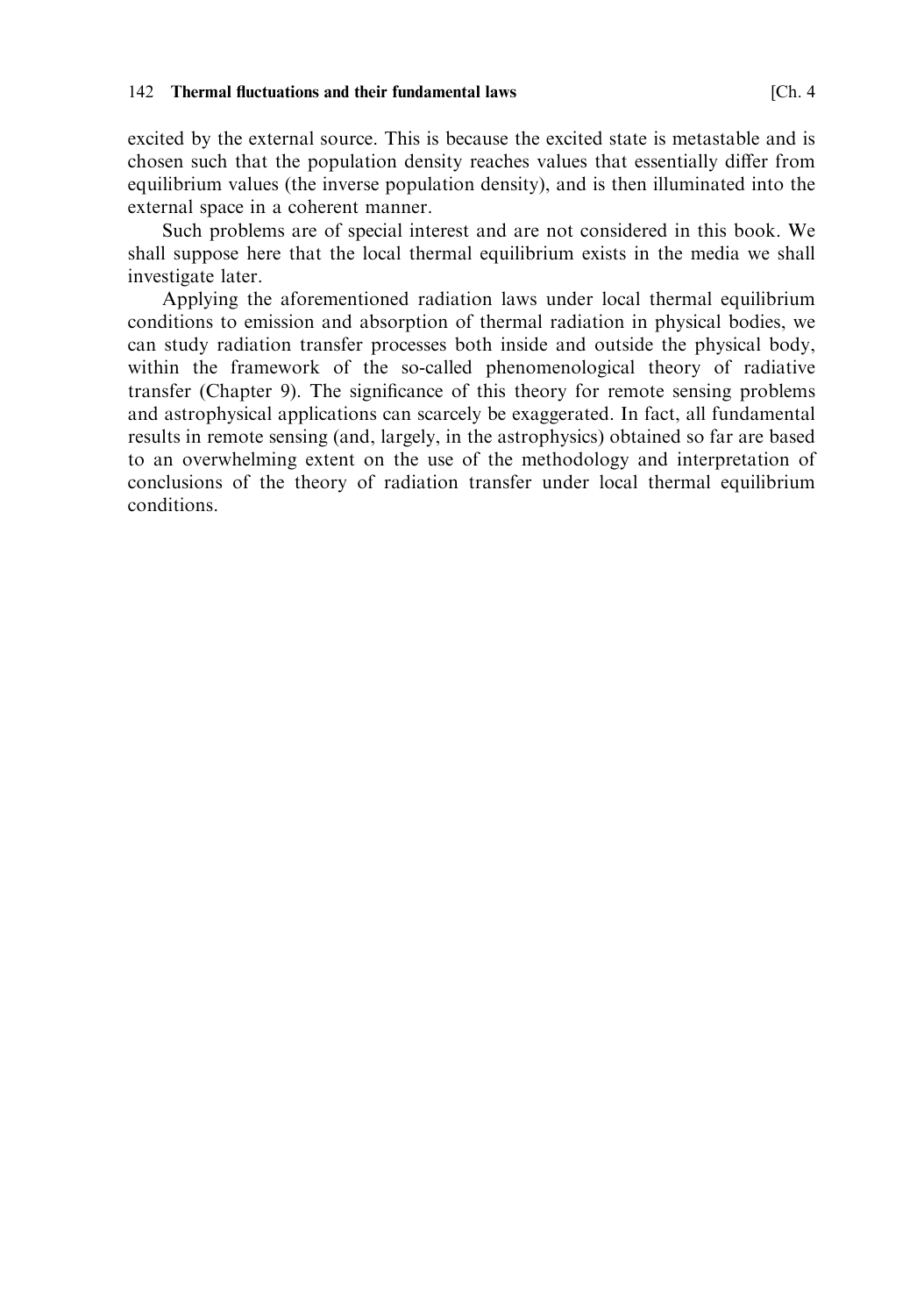excited by the external source. This is because the excited state is metastable and is chosen such that the population density reaches values that essentially differ from equilibrium values (the inverse population density), and is then illuminated into the external space in a coherent manner.

Such problems are of special interest and are not considered in this book. We shall suppose here that the local thermal equilibrium exists in the media we shall investigate later.

Applying the aforementioned radiation laws under local thermal equilibrium conditions to emission and absorption of thermal radiation in physical bodies, we can study radiation transfer processes both inside and outside the physical body, within the framework of the so-called phenomenological theory of radiative transfer (Chapter 9). The significance of this theory for remote sensing problems and astrophysical applications can scarcely be exaggerated. In fact, all fundamental results in remote sensing (and, largely, in the astrophysics) obtained so far are based to an overwhelming extent on the use of the methodology and interpretation of conclusions of the theory of radiation transfer under local thermal equilibrium conditions.